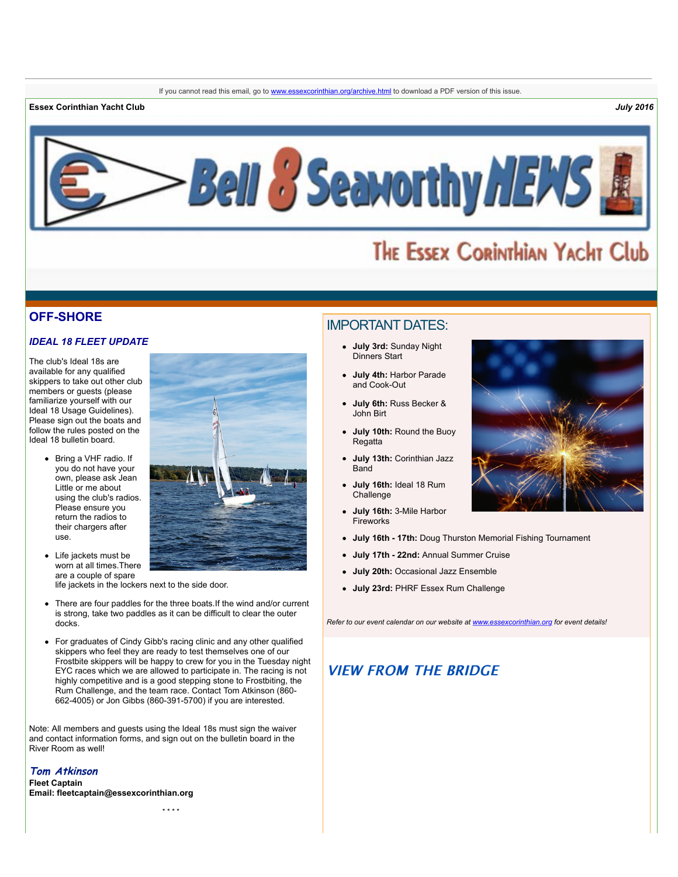If you cannot read this email, go to www.essexcorinthian.org/archive.html to download a PDF version of this issue.

**Essex Corinthian Yacht Club** *July 2016*

# Bell 8 Seaworthy NEWS

The Essex Corinthian Yacht Club

## OFF-SHORE

### *IDEAL 18 FLEET UPDATE*

The club's Ideal 18s are available for any qualified skippers to take out other club members or guests (please familiarize yourself with our Ideal 18 Usage Guidelines). Please sign out the boats and follow the rules posted on the Ideal 18 bulletin board.

- Bring a VHF radio. If you do not have your own, please ask Jean Little or me about using the club's radios. Please ensure you return the radios to their chargers after use.
- Life jackets must be worn at all times.There are a couple of spare life jackets in the lockers next to the side door.
- There are four paddles for the three boats.If the wind and/or current is strong, take two paddles as it can be difficult to clear the outer docks.
- For graduates of Cindy Gibb's racing clinic and any other qualified skippers who feel they are ready to test themselves one of our Frostbite skippers will be happy to crew for you in the Tuesday night EYC races which we are allowed to participate in. The racing is not highly competitive and is a good stepping stone to Frostbiting, the Rum Challenge, and the team race. Contact Tom Atkinson (860-662-4005) or Jon Gibbs (860-391-5700) if you are interested.

Note: All members and guests using the Ideal 18s must sign the waiver and contact information forms, and sign out on the bulletin board in the River Room as well!

*Tom Atkinson*
**Fleet Captain**
**Email: fleetcaptain@essexcorinthian.org**

\* \* \* \*

## IMPORTANT DATES:

- **July 3rd:** Sunday Night Dinners Start
- **July 4th:** Harbor Parade and Cook-Out
- **July 6th:** Russ Becker & John Birt
- **July 10th:** Round the Buoy Regatta
- **July 13th:** Corinthian Jazz Band
- **July 16th:** Ideal 18 Rum Challenge
- **July 16th:** 3-Mile Harbor Fireworks
- **July 16th - 17th:** Doug Thurston Memorial Fishing Tournament
- **July 17th - 22nd:** Annual Summer Cruise
- **July 20th:** Occasional Jazz Ensemble
- **July 23rd:** PHRF Essex Rum Challenge

*Refer to our event calendar on our website at www.essexcorinthian.org for event details!*

## *VIEW FROM THE BRIDGE*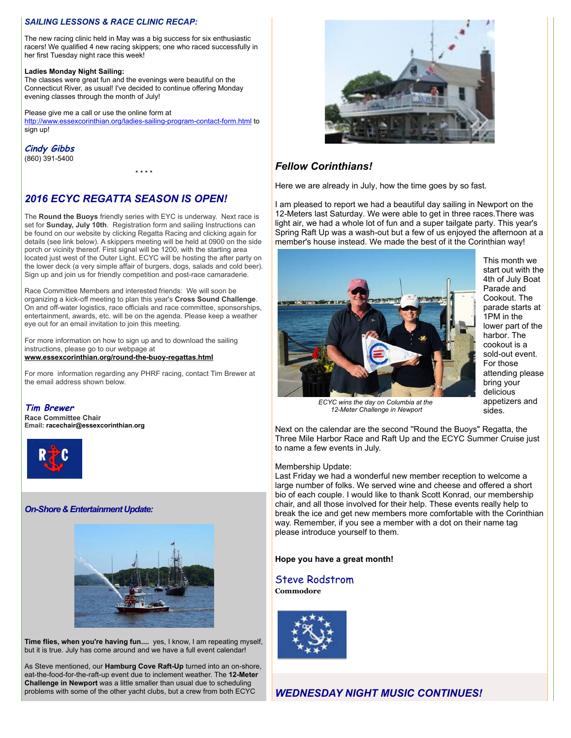### *SAILING LESSONS & RACE CLINIC RECAP:*

The new racing clinic held in May was a big success for six enthusiastic racers! We qualified 4 new racing skippers; one who raced successfully in her first Tuesday night race this week!

**Ladies Monday Night Sailing:**
The classes were great fun and the evenings were beautiful on the Connecticut River, as usual! I've decided to continue offering Monday evening classes through the month of July!

Please give me a call or use the online form at http://www.essexcorinthian.org/ladies-sailing-program-contact-form.html to sign up!

*Cindy Gibbs*
(860) 391-5400

\* \* \* \*

## *2016 ECYC REGATTA SEASON IS OPEN!*

The **Round the Buoys** friendly series with EYC is underway. Next race is set for **Sunday, July 10th**. Registration form and sailing Instructions can be found on our website by clicking Regatta Racing and clicking again for details (see link below). A skippers meeting will be held at 0900 on the side porch or vicinity thereof. First signal will be 1200, with the starting area located just west of the Outer Light. ECYC will be hosting the after party on the lower deck (a very simple affair of burgers, dogs, salads and cold beer). Sign up and join us for friendly competition and post-race camaraderie.

Race Committee Members and interested friends: We will soon be organizing a kick-off meeting to plan this year's **Cross Sound Challenge**. On and off-water logistics, race officials and race committee, sponsorships, entertainment, awards, etc. will be on the agenda. Please keep a weather eye out for an email invitation to join this meeting.

For more information on how to sign up and to download the sailing instructions, please go to our webpage at
**www.essexcorinthian.org/round-the-buoy-regattas.html**

For more information regarding any PHRF racing, contact Tim Brewer at the email address shown below.

*Tim Brewer*
**Race Committee Chair**
**Email: racechair@essexcorinthian.org**

### *On-Shore & Entertainment Update:*

**Time flies, when you're having fun....** yes, I know, I am repeating myself, but it is true. July has come around and we have a full event calendar!

As Steve mentioned, our **Hamburg Cove Raft-Up** turned into an on-shore, eat-the-food-for-the-raft-up event due to inclement weather. The **12-Meter Challenge in Newport** was a little smaller than usual due to scheduling problems with some of the other yacht clubs, but a crew from both ECYC

### *Fellow Corinthians!*

Here we are already in July, how the time goes by so fast.

I am pleased to report we had a beautiful day sailing in Newport on the 12-Meters last Saturday. We were able to get in three races.There was light air, we had a whole lot of fun and a super tailgate party. This year's Spring Raft Up was a wash-out but a few of us enjoyed the afternoon at a member's house instead. We made the best of it the Corinthian way!

*ECYC wins the day on Columbia at the 12-Meter Challenge in Newport*

This month we start out with the 4th of July Boat Parade and Cookout. The parade starts at 1PM in the lower part of the harbor. The cookout is a sold-out event. For those attending please bring your delicious appetizers and sides.

Next on the calendar are the second "Round the Buoys" Regatta, the Three Mile Harbor Race and Raft Up and the ECYC Summer Cruise just to name a few events in July.

Membership Update:
Last Friday we had a wonderful new member reception to welcome a large number of folks. We served wine and cheese and offered a short bio of each couple. I would like to thank Scott Konrad, our membership chair, and all those involved for their help. These events really help to break the ice and get new members more comfortable with the Corinthian way. Remember, if you see a member with a dot on their name tag please introduce yourself to them.

**Hope you have a great month!**

Steve Rodstrom
**Commodore**

## *WEDNESDAY NIGHT MUSIC CONTINUES!*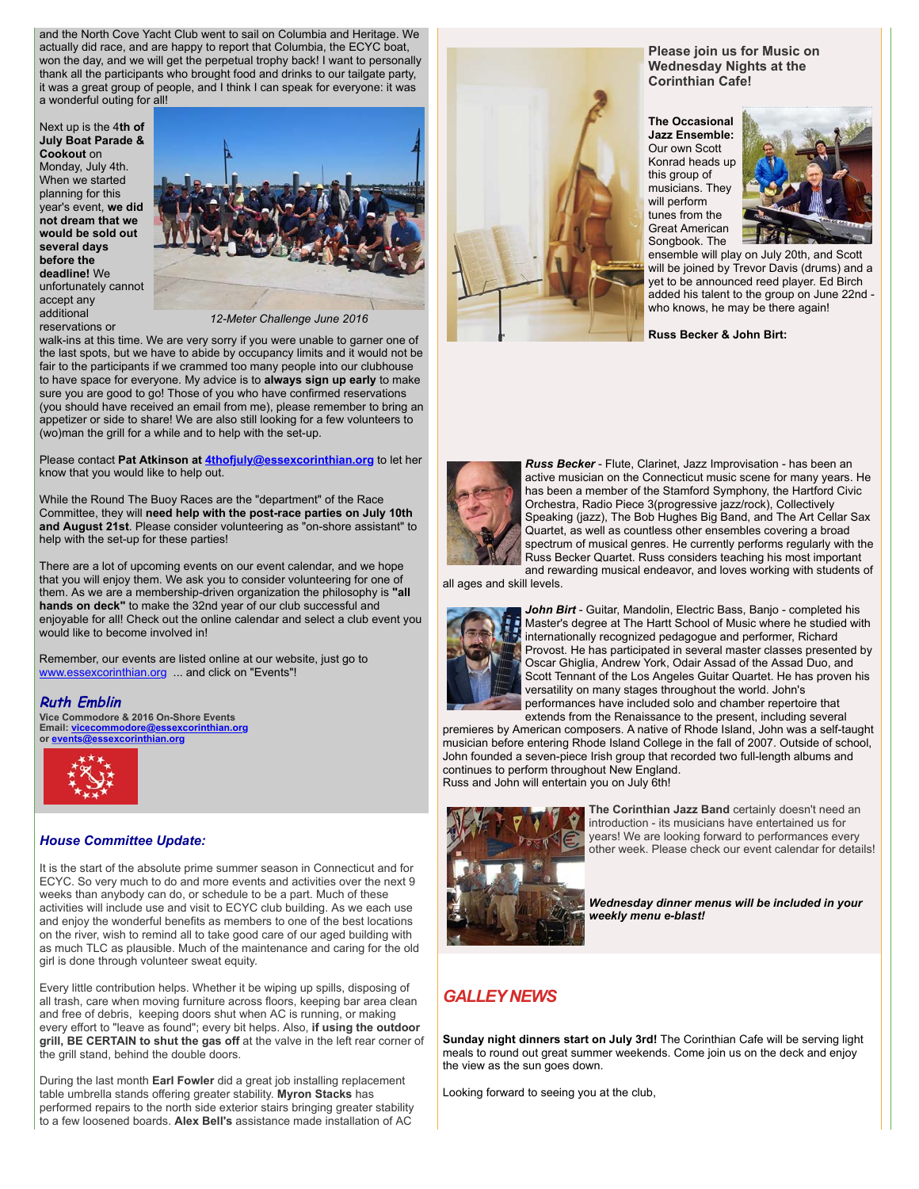and the North Cove Yacht Club went to sail on Columbia and Heritage. We actually did race, and are happy to report that Columbia, the ECYC boat, won the day, and we will get the perpetual trophy back! I want to personally thank all the participants who brought food and drinks to our tailgate party, it was a great group of people, and I think I can speak for everyone: it was a wonderful outing for all!

Next up is the 4**th of July Boat Parade & Cookout** on Monday, July 4th. When we started planning for this year's event, **we did not dream that we would be sold out several days before the deadline!** We unfortunately cannot accept any additional reservations or walk-ins at this time. We are very sorry if you were unable to garner one of the last spots, but we have to abide by occupancy limits and it would not be fair to the participants if we crammed too many people into our clubhouse to have space for everyone. My advice is to **always sign up early** to make sure you are good to go! Those of you who have confirmed reservations (you should have received an email from me), please remember to bring an appetizer or side to share! We are also still looking for a few volunteers to (wo)man the grill for a while and to help with the set-up.

*12-Meter Challenge June 2016*

Please contact **Pat Atkinson at 4thofjuly@essexcorinthian.org** to let her know that you would like to help out.

While the Round The Buoy Races are the "department" of the Race Committee, they will **need help with the post-race parties on July 10th and August 21st**. Please consider volunteering as "on-shore assistant" to help with the set-up for these parties!

There are a lot of upcoming events on our event calendar, and we hope that you will enjoy them. We ask you to consider volunteering for one of them. As we are a membership-driven organization the philosophy is **"all hands on deck"** to make the 32nd year of our club successful and enjoyable for all! Check out the online calendar and select a club event you would like to become involved in!

Remember, our events are listed online at our website, just go to www.essexcorinthian.org ... and click on "Events"!

***Ruth Emblin***
**Vice Commodore & 2016 On-Shore Events**
**Email: vicecommodore@essexcorinthian.org**
**or events@essexcorinthian.org**

### *House Committee Update:*

It is the start of the absolute prime summer season in Connecticut and for ECYC. So very much to do and more events and activities over the next 9 weeks than anybody can do, or schedule to be a part. Much of these activities will include use and visit to ECYC club building. As we each use and enjoy the wonderful benefits as members to one of the best locations on the river, wish to remind all to take good care of our aged building with as much TLC as plausible. Much of the maintenance and caring for the old girl is done through volunteer sweat equity.

Every little contribution helps. Whether it be wiping up spills, disposing of all trash, care when moving furniture across floors, keeping bar area clean and free of debris, keeping doors shut when AC is running, or making every effort to "leave as found"; every bit helps. Also, **if using the outdoor grill, BE CERTAIN to shut the gas off** at the valve in the left rear corner of the grill stand, behind the double doors.

During the last month **Earl Fowler** did a great job installing replacement table umbrella stands offering greater stability. **Myron Stacks** has performed repairs to the north side exterior stairs bringing greater stability to a few loosened boards. **Alex Bell's** assistance made installation of AC

### Please join us for Music on Wednesday Nights at the Corinthian Cafe!

**The Occasional Jazz Ensemble:** Our own Scott Konrad heads up this group of musicians. They will perform tunes from the Great American Songbook. The ensemble will play on July 20th, and Scott will be joined by Trevor Davis (drums) and a yet to be announced reed player. Ed Birch added his talent to the group on June 22nd - who knows, he may be there again!

**Russ Becker & John Birt:**

***Russ Becker*** - Flute, Clarinet, Jazz Improvisation - has been an active musician on the Connecticut music scene for many years. He has been a member of the Stamford Symphony, the Hartford Civic Orchestra, Radio Piece 3(progressive jazz/rock), Collectively Speaking (jazz), The Bob Hughes Big Band, and The Art Cellar Sax Quartet, as well as countless other ensembles covering a broad spectrum of musical genres. He currently performs regularly with the Russ Becker Quartet. Russ considers teaching his most important and rewarding musical endeavor, and loves working with students of all ages and skill levels.

***John Birt*** - Guitar, Mandolin, Electric Bass, Banjo - completed his Master's degree at The Hartt School of Music where he studied with internationally recognized pedagogue and performer, Richard Provost. He has participated in several master classes presented by Oscar Ghiglia, Andrew York, Odair Assad of the Assad Duo, and Scott Tennant of the Los Angeles Guitar Quartet. He has proven his versatility on many stages throughout the world. John's performances have included solo and chamber repertoire that extends from the Renaissance to the present, including several premieres by American composers. A native of Rhode Island, John was a self-taught musician before entering Rhode Island College in the fall of 2007. Outside of school, John founded a seven-piece Irish group that recorded two full-length albums and continues to perform throughout New England.
Russ and John will entertain you on July 6th!

**The Corinthian Jazz Band** certainly doesn't need an introduction - its musicians have entertained us for years! We are looking forward to performances every other week. Please check our event calendar for details!

***Wednesday dinner menus will be included in your weekly menu e-blast!***

## *GALLEY NEWS*

**Sunday night dinners start on July 3rd!** The Corinthian Cafe will be serving light meals to round out great summer weekends. Come join us on the deck and enjoy the view as the sun goes down.

Looking forward to seeing you at the club,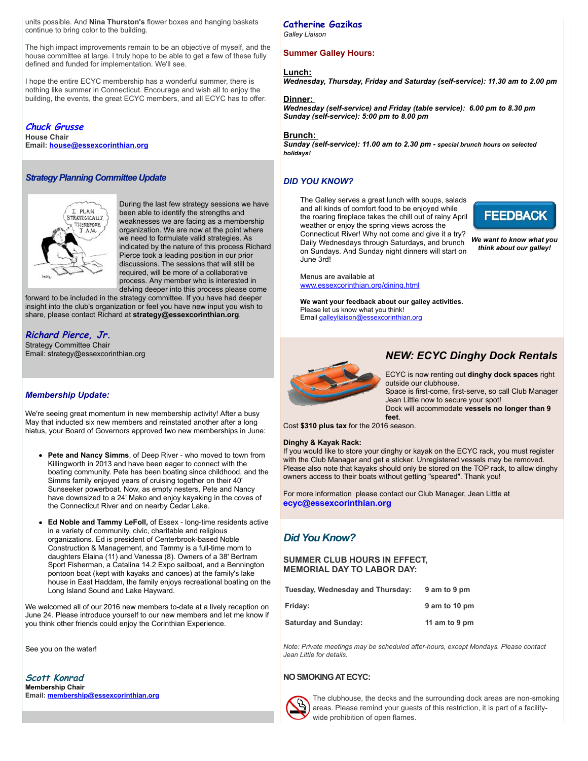units possible. And **Nina Thurston's** flower boxes and hanging baskets continue to bring color to the building.

The high impact improvements remain to be an objective of myself, and the house committee at large. I truly hope to be able to get a few of these fully defined and funded for implementation. We'll see.

I hope the entire ECYC membership has a wonderful summer, there is nothing like summer in Connecticut. Encourage and wish all to enjoy the building, the events, the great ECYC members, and all ECYC has to offer.

***Chuck Grusse***
**House Chair**
**Email: house@essexcorinthian.org**

### *Strategy Planning Committee Update*

During the last few strategy sessions we have been able to identify the strengths and weaknesses we are facing as a membership organization. We are now at the point where we need to formulate valid strategies. As indicated by the nature of this process Richard Pierce took a leading position in our prior discussions. The sessions that will still be required, will be more of a collaborative process. Any member who is interested in delving deeper into this process please come forward to be included in the strategy committee. If you have had deeper insight into the club's organization or feel you have new input you wish to share, please contact Richard at **strategy@essexcorinthian.org**.

***Richard Pierce, Jr.***
Strategy Committee Chair
Email: strategy@essexcorinthian.org

### *Membership Update:*

We're seeing great momentum in new membership activity! After a busy May that inducted six new members and reinstated another after a long hiatus, your Board of Governors approved two new memberships in June:

- **Pete and Nancy Simms**, of Deep River - who moved to town from Killingworth in 2013 and have been eager to connect with the boating community. Pete has been boating since childhood, and the Simms family enjoyed years of cruising together on their 40' Sunseeker powerboat. Now, as empty nesters, Pete and Nancy have downsized to a 24' Mako and enjoy kayaking in the coves of the Connecticut River and on nearby Cedar Lake.
- **Ed Noble and Tammy LeFoll,** of Essex - long-time residents active in a variety of community, civic, charitable and religious organizations. Ed is president of Centerbrook-based Noble Construction & Management, and Tammy is a full-time mom to daughters Elaina (11) and Vanessa (8). Owners of a 38' Bertram Sport Fisherman, a Catalina 14.2 Expo sailboat, and a Bennington pontoon boat (kept with kayaks and canoes) at the family's lake house in East Haddam, the family enjoys recreational boating on the Long Island Sound and Lake Hayward.

We welcomed all of our 2016 new members to-date at a lively reception on June 24. Please introduce yourself to our new members and let me know if you think other friends could enjoy the Corinthian Experience.

See you on the water!

***Scott Konrad***
**Membership Chair**
**Email: membership@essexcorinthian.org**

***Catherine Gazikas***
*Galley Liaison*

### Summer Galley Hours:

**Lunch:**
***Wednesday, Thursday, Friday and Saturday (self-service): 11.30 am to 2.00 pm***

**Dinner:**
***Wednesday (self-service) and Friday (table service): 6.00 pm to 8.30 pm***
***Sunday (self-service): 5:00 pm to 8.00 pm***

**Brunch:**
***Sunday (self-service): 11.00 am to 2.30 pm - special brunch hours on selected holidays!***

### *DID YOU KNOW?*

The Galley serves a great lunch with soups, salads and all kinds of comfort food to be enjoyed while the roaring fireplace takes the chill out of rainy April weather or enjoy the spring views across the Connecticut River! Why not come and give it a try? Daily Wednesdays through Saturdays, and brunch on Sundays. And Sunday night dinners will start on June 3rd!

**FEEDBACK**

***We want to know what you think about our galley!***

Menus are available at
www.essexcorinthian.org/dining.html

**We want your feedback about our galley activities.**
Please let us know what you think!
Email galleyliaison@essexcorinthian.org

## *NEW: ECYC Dinghy Dock Rentals*

ECYC is now renting out **dinghy dock spaces** right outside our clubhouse.
Space is first-come, first-serve, so call Club Manager Jean Little now to secure your spot!
Dock will accommodate **vessels no longer than 9 feet**.
Cost **$310 plus tax** for the 2016 season.

**Dinghy & Kayak Rack:**
If you would like to store your dinghy or kayak on the ECYC rack, you must register with the Club Manager and get a sticker. Unregistered vessels may be removed. Please also note that kayaks should only be stored on the TOP rack, to allow dinghy owners access to their boats without getting "speared". Thank you!

For more information please contact our Club Manager, Jean Little at **ecyc@essexcorinthian.org**

## *Did You Know?*

**SUMMER CLUB HOURS IN EFFECT, MEMORIAL DAY TO LABOR DAY:**

| | |
|---|---|
| **Tuesday, Wednesday and Thursday:** | **9 am to 9 pm** |
| **Friday:** | **9 am to 10 pm** |
| **Saturday and Sunday:** | **11 am to 9 pm** |

*Note: Private meetings may be scheduled after-hours, except Mondays. Please contact Jean Little for details.*

**NO SMOKING AT ECYC:**

The clubhouse, the decks and the surrounding dock areas are non-smoking areas. Please remind your guests of this restriction, it is part of a facility-wide prohibition of open flames.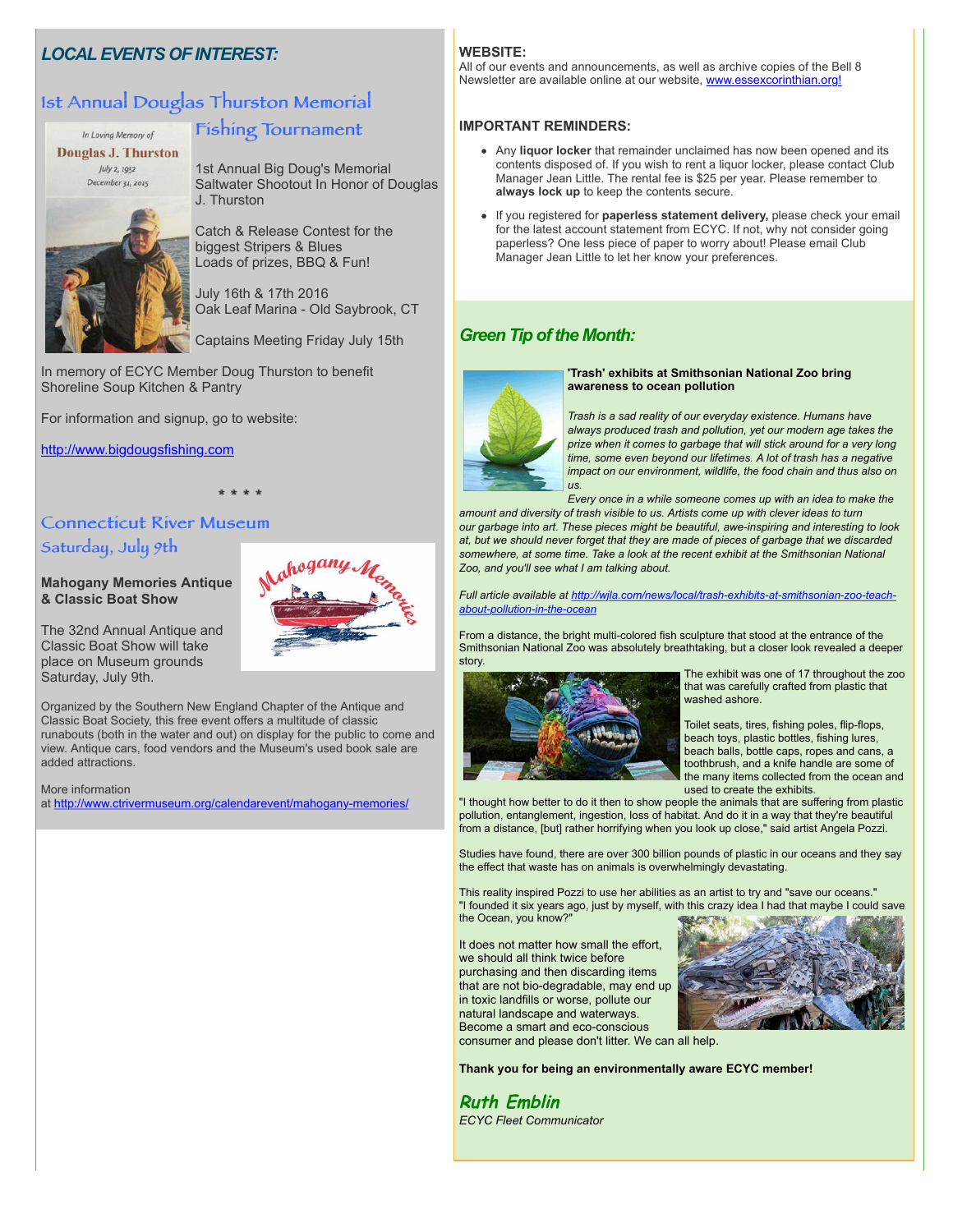## *LOCAL EVENTS OF INTEREST:*

### 1st Annual Douglas Thurston Memorial Fishing Tournament

In Loving Memory of
Douglas J. Thurston
July 2, 1952
December 31, 2015

1st Annual Big Doug's Memorial Saltwater Shootout In Honor of Douglas J. Thurston

Catch & Release Contest for the biggest Stripers & Blues
Loads of prizes, BBQ & Fun!

July 16th & 17th 2016
Oak Leaf Marina - Old Saybrook, CT

Captains Meeting Friday July 15th

In memory of ECYC Member Doug Thurston to benefit Shoreline Soup Kitchen & Pantry

For information and signup, go to website:

http://www.bigdougsfishing.com

\* \* \* \*

### Connecticut River Museum
### Saturday, July 9th

**Mahogany Memories Antique & Classic Boat Show**

The 32nd Annual Antique and Classic Boat Show will take place on Museum grounds Saturday, July 9th.

Organized by the Southern New England Chapter of the Antique and Classic Boat Society, this free event offers a multitude of classic runabouts (both in the water and out) on display for the public to come and view. Antique cars, food vendors and the Museum's used book sale are added attractions.

More information at http://www.ctrivermuseum.org/calendarevent/mahogany-memories/

**WEBSITE:**
All of our events and announcements, as well as archive copies of the Bell 8 Newsletter are available online at our website, www.essexcorinthian.org!

**IMPORTANT REMINDERS:**

- Any **liquor locker** that remainder unclaimed has now been opened and its contents disposed of. If you wish to rent a liquor locker, please contact Club Manager Jean Little. The rental fee is $25 per year. Please remember to **always lock up** to keep the contents secure.
- If you registered for **paperless statement delivery,** please check your email for the latest account statement from ECYC. If not, why not consider going paperless? One less piece of paper to worry about! Please email Club Manager Jean Little to let her know your preferences.

## *Green Tip of the Month:*

**'Trash' exhibits at Smithsonian National Zoo bring awareness to ocean pollution**

*Trash is a sad reality of our everyday existence. Humans have always produced trash and pollution, yet our modern age takes the prize when it comes to garbage that will stick around for a very long time, some even beyond our lifetimes. A lot of trash has a negative impact on our environment, wildlife, the food chain and thus also on us.*

*Every once in a while someone comes up with an idea to make the amount and diversity of trash visible to us. Artists come up with clever ideas to turn our garbage into art. These pieces might be beautiful, awe-inspiring and interesting to look at, but we should never forget that they are made of pieces of garbage that we discarded somewhere, at some time. Take a look at the recent exhibit at the Smithsonian National Zoo, and you'll see what I am talking about.*

*Full article available at http://wjla.com/news/local/trash-exhibits-at-smithsonian-zoo-teach-about-pollution-in-the-ocean*

From a distance, the bright multi-colored fish sculpture that stood at the entrance of the Smithsonian National Zoo was absolutely breathtaking, but a closer look revealed a deeper story.

The exhibit was one of 17 throughout the zoo that was carefully crafted from plastic that washed ashore.

Toilet seats, tires, fishing poles, flip-flops, beach toys, plastic bottles, fishing lures, beach balls, bottle caps, ropes and cans, a toothbrush, and a knife handle are some of the many items collected from the ocean and used to create the exhibits.

"I thought how better to do it then to show people the animals that are suffering from plastic pollution, entanglement, ingestion, loss of habitat. And do it in a way that they're beautiful from a distance, [but] rather horrifying when you look up close," said artist Angela Pozzi.

Studies have found, there are over 300 billion pounds of plastic in our oceans and they say the effect that waste has on animals is overwhelmingly devastating.

This reality inspired Pozzi to use her abilities as an artist to try and "save our oceans." "I founded it six years ago, just by myself, with this crazy idea I had that maybe I could save the Ocean, you know?"

It does not matter how small the effort, we should all think twice before purchasing and then discarding items that are not bio-degradable, may end up in toxic landfills or worse, pollute our natural landscape and waterways. Become a smart and eco-conscious consumer and please don't litter. We can all help.

**Thank you for being an environmentally aware ECYC member!**

Ruth Emblin
*ECYC Fleet Communicator*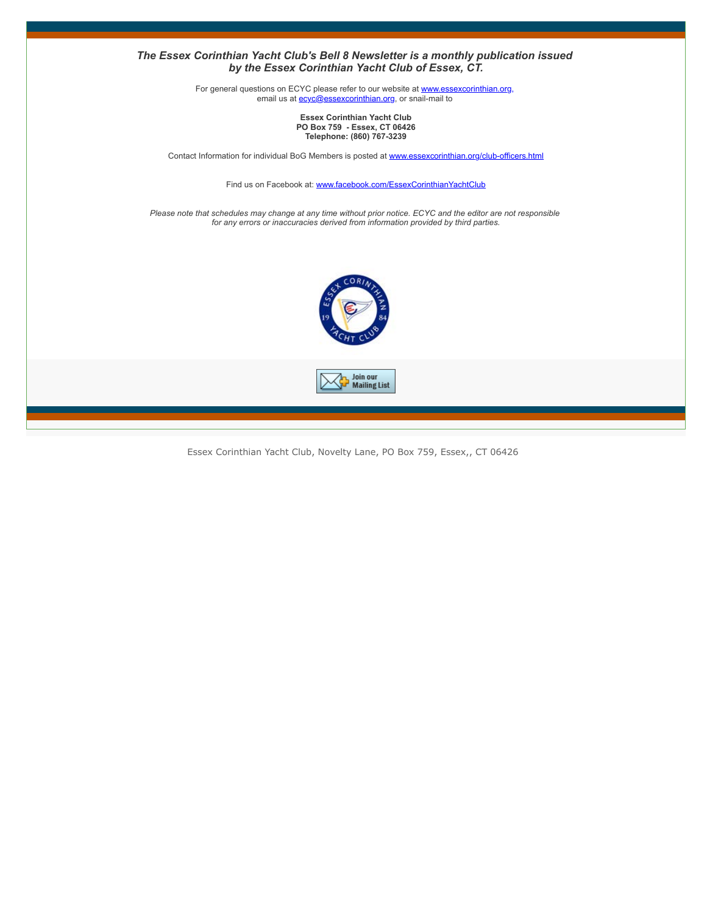***The Essex Corinthian Yacht Club's Bell 8 Newsletter is a monthly publication issued by the Essex Corinthian Yacht Club of Essex, CT.***

For general questions on ECYC please refer to our website at www.essexcorinthian.org, email us at ecyc@essexcorinthian.org, or snail-mail to

**Essex Corinthian Yacht Club**
**PO Box 759 - Essex, CT 06426**
**Telephone: (860) 767-3239**

Contact Information for individual BoG Members is posted at www.essexcorinthian.org/club-officers.html

Find us on Facebook at: www.facebook.com/EssexCorinthianYachtClub

*Please note that schedules may change at any time without prior notice. ECYC and the editor are not responsible for any errors or inaccuracies derived from information provided by third parties.*

Join our Mailing List

Essex Corinthian Yacht Club, Novelty Lane, PO Box 759, Essex,, CT 06426